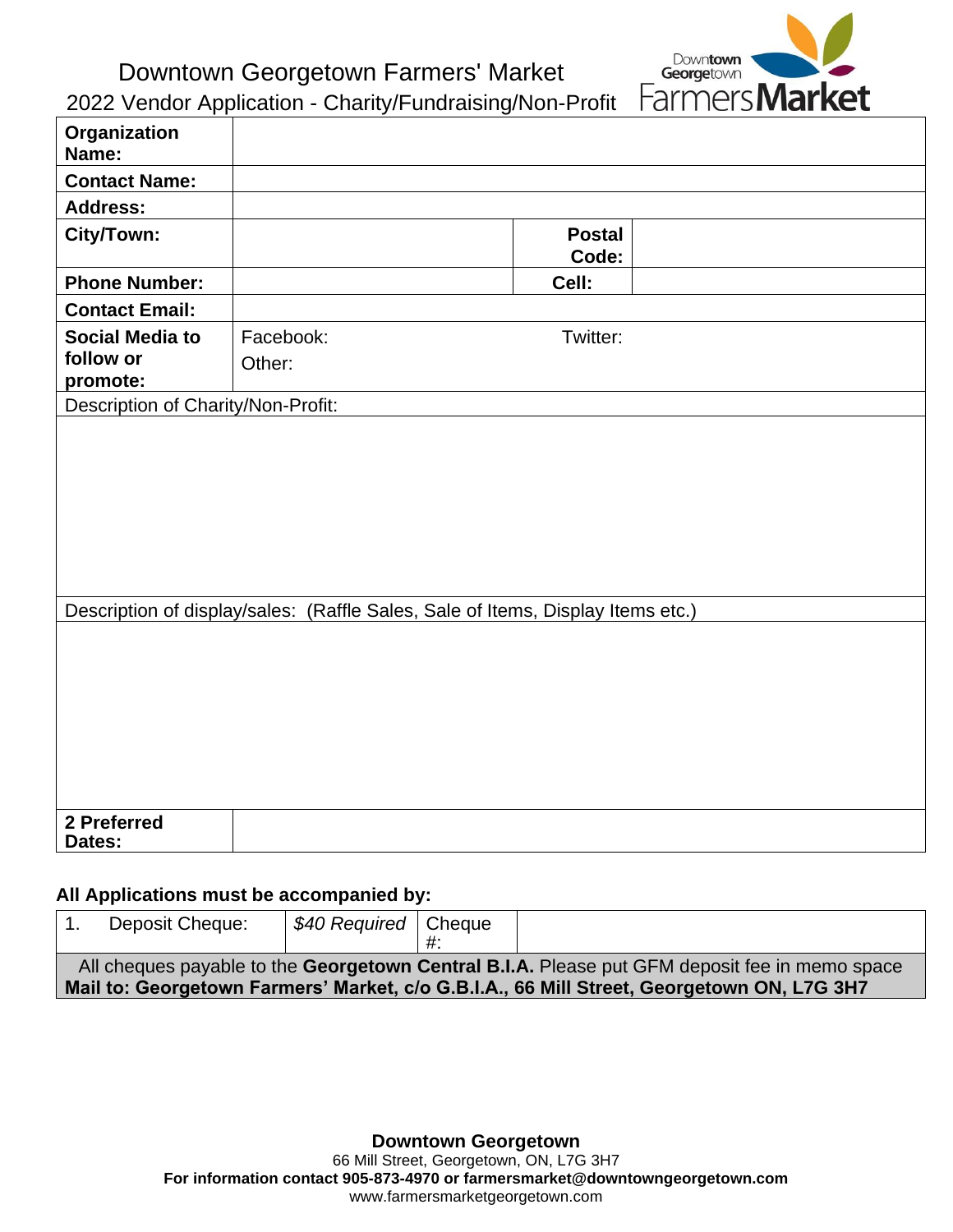# Downtown Georgetown Farmers' Market

## 2022 Vendor Application - Charity/Fundraising/Non-Profit

| | | | |
|---|---|---|---|
| **Organization Name:** | | | |
| **Contact Name:** | | | |
| **Address:** | | | |
| **City/Town:** | | **Postal Code:** | |
| **Phone Number:** | | **Cell:** | |
| **Contact Email:** | | | |
| **Social Media to follow or promote:** | Facebook: <br> Other: | Twitter: | |

Description of Charity/Non-Profit:

Description of display/sales: (Raffle Sales, Sale of Items, Display Items etc.)

| | |
|---|---|
| **2 Preferred Dates:** | |

**All Applications must be accompanied by:**

| | | | |
|---|---|---|---|
| 1. Deposit Cheque: | *$40 Required* | Cheque #: | |

All cheques payable to the **Georgetown Central B.I.A.** Please put GFM deposit fee in memo space
**Mail to: Georgetown Farmers' Market, c/o G.B.I.A., 66 Mill Street, Georgetown ON, L7G 3H7**

**Downtown Georgetown**
66 Mill Street, Georgetown, ON, L7G 3H7
**For information contact 905-873-4970 or farmersmarket@downtowngeorgetown.com**
www.farmersmarketgeorgetown.com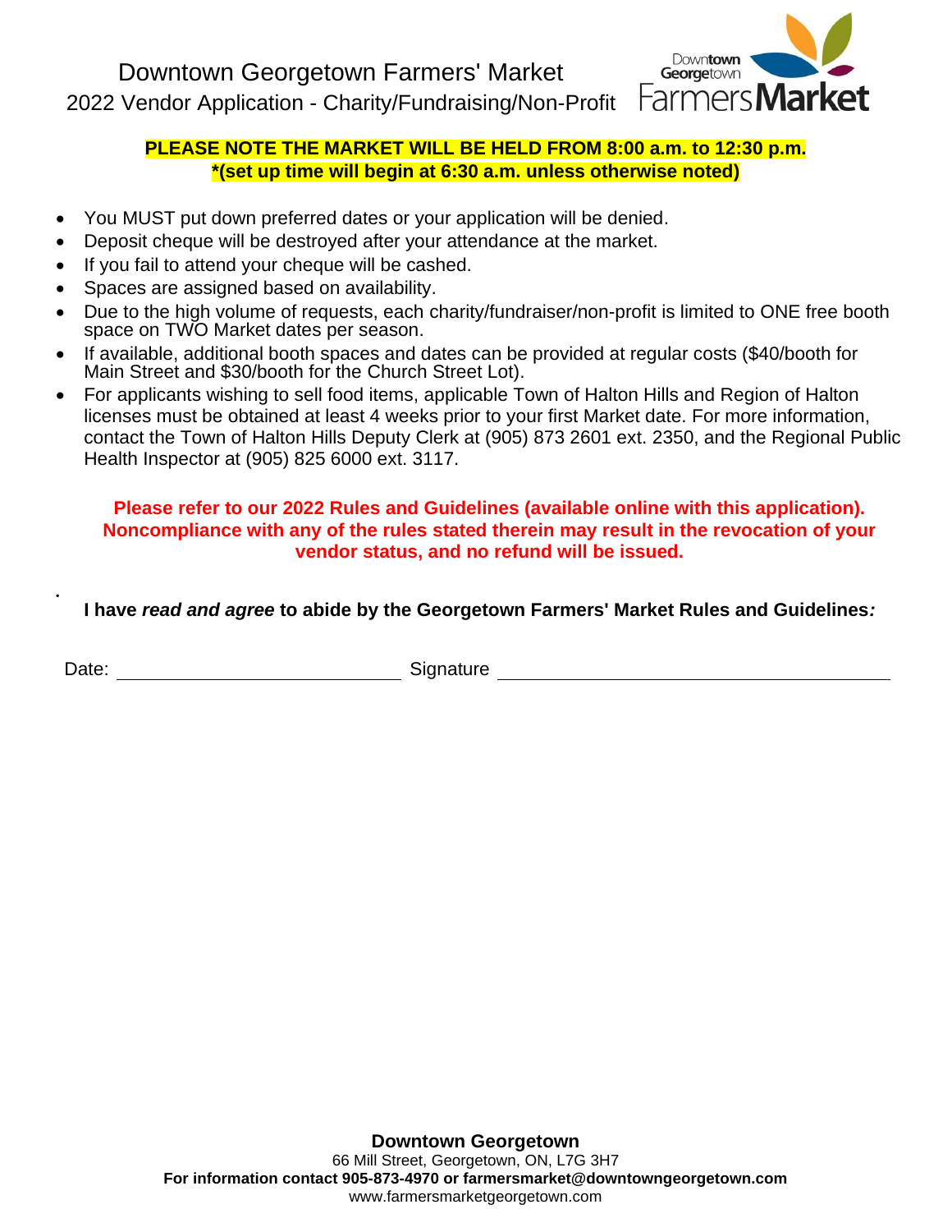# Downtown Georgetown Farmers' Market

## 2022 Vendor Application - Charity/Fundraising/Non-Profit

**PLEASE NOTE THE MARKET WILL BE HELD FROM 8:00 a.m. to 12:30 p.m.**
**\*(set up time will begin at 6:30 a.m. unless otherwise noted)**

- You MUST put down preferred dates or your application will be denied.
- Deposit cheque will be destroyed after your attendance at the market.
- If you fail to attend your cheque will be cashed.
- Spaces are assigned based on availability.
- Due to the high volume of requests, each charity/fundraiser/non-profit is limited to ONE free booth space on TWO Market dates per season.
- If available, additional booth spaces and dates can be provided at regular costs ($40/booth for Main Street and $30/booth for the Church Street Lot).
- For applicants wishing to sell food items, applicable Town of Halton Hills and Region of Halton licenses must be obtained at least 4 weeks prior to your first Market date. For more information, contact the Town of Halton Hills Deputy Clerk at (905) 873 2601 ext. 2350, and the Regional Public Health Inspector at (905) 825 6000 ext. 3117.

**Please refer to our 2022 Rules and Guidelines (available online with this application). Noncompliance with any of the rules stated therein may result in the revocation of your vendor status, and no refund will be issued.**

**I have *read and agree* to abide by the Georgetown Farmers' Market Rules and Guidelines*:***

Date: ______________________ Signature ______________________________

**Downtown Georgetown**
66 Mill Street, Georgetown, ON, L7G 3H7
**For information contact 905-873-4970 or farmersmarket@downtowngeorgetown.com**
www.farmersmarketgeorgetown.com